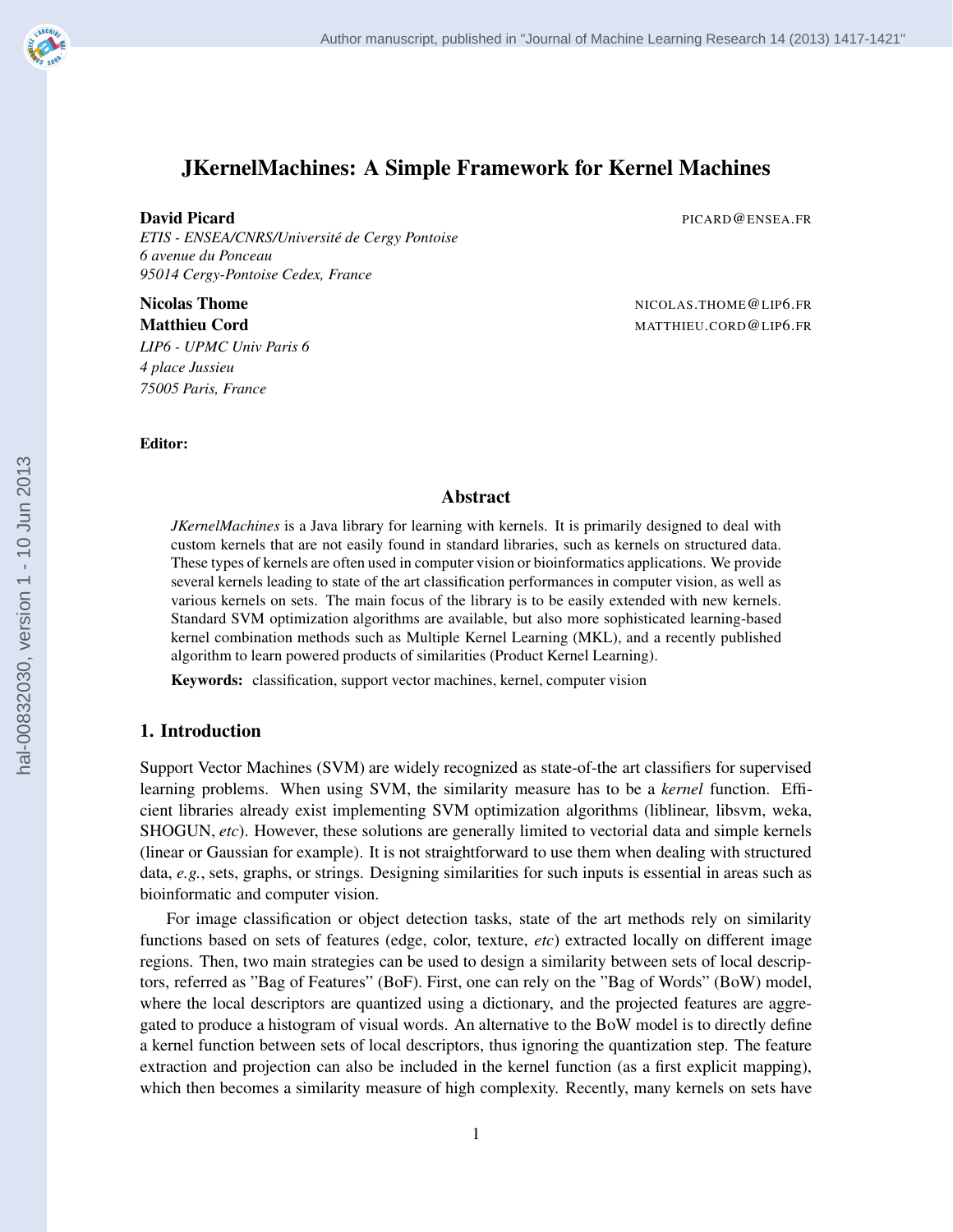# JKernelMachines: A Simple Framework for Kernel Machines

**David Picard** PICARD@ENSEA.FR
*ETIS - ENSEA/CNRS/Université de Cergy Pontoise*
*6 avenue du Ponceau*
*95014 Cergy-Pontoise Cedex, France*

**Nicolas Thome** NICOLAS.THOME@LIP6.FR
**Matthieu Cord** MATTHIEU.CORD@LIP6.FR
*LIP6 - UPMC Univ Paris 6*
*4 place Jussieu*
*75005 Paris, France*

**Editor:**

## Abstract

*JKernelMachines* is a Java library for learning with kernels. It is primarily designed to deal with custom kernels that are not easily found in standard libraries, such as kernels on structured data. These types of kernels are often used in computer vision or bioinformatics applications. We provide several kernels leading to state of the art classification performances in computer vision, as well as various kernels on sets. The main focus of the library is to be easily extended with new kernels. Standard SVM optimization algorithms are available, but also more sophisticated learning-based kernel combination methods such as Multiple Kernel Learning (MKL), and a recently published algorithm to learn powered products of similarities (Product Kernel Learning).

**Keywords:** classification, support vector machines, kernel, computer vision

## 1. Introduction

Support Vector Machines (SVM) are widely recognized as state-of-the art classifiers for supervised learning problems. When using SVM, the similarity measure has to be a *kernel* function. Efficient libraries already exist implementing SVM optimization algorithms (liblinear, libsvm, weka, SHOGUN, *etc*). However, these solutions are generally limited to vectorial data and simple kernels (linear or Gaussian for example). It is not straightforward to use them when dealing with structured data, *e.g.*, sets, graphs, or strings. Designing similarities for such inputs is essential in areas such as bioinformatic and computer vision.

For image classification or object detection tasks, state of the art methods rely on similarity functions based on sets of features (edge, color, texture, *etc*) extracted locally on different image regions. Then, two main strategies can be used to design a similarity between sets of local descriptors, referred as "Bag of Features" (BoF). First, one can rely on the "Bag of Words" (BoW) model, where the local descriptors are quantized using a dictionary, and the projected features are aggregated to produce a histogram of visual words. An alternative to the BoW model is to directly define a kernel function between sets of local descriptors, thus ignoring the quantization step. The feature extraction and projection can also be included in the kernel function (as a first explicit mapping), which then becomes a similarity measure of high complexity. Recently, many kernels on sets have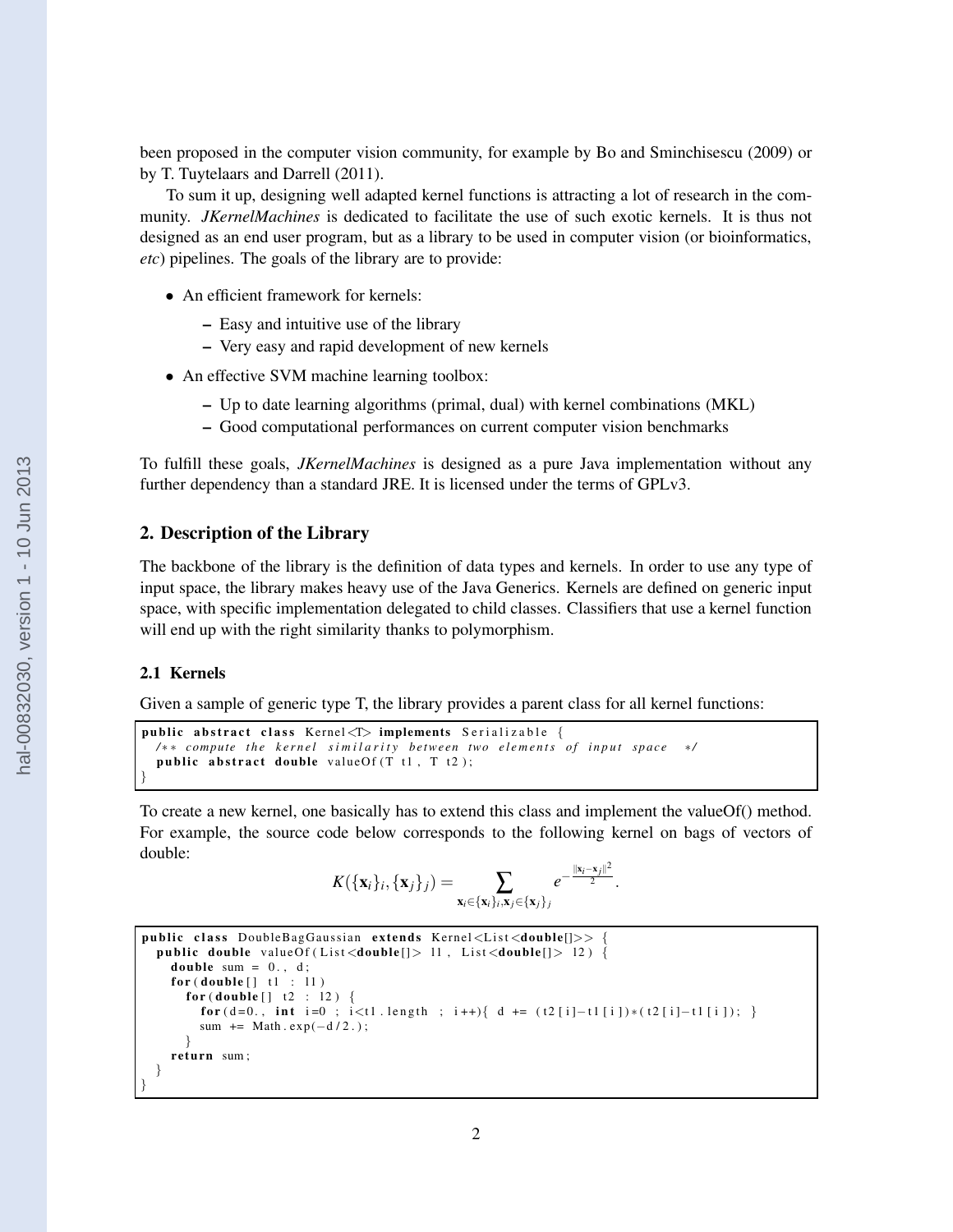been proposed in the computer vision community, for example by Bo and Sminchisescu (2009) or by T. Tuytelaars and Darrell (2011).

To sum it up, designing well adapted kernel functions is attracting a lot of research in the community. *JKernelMachines* is dedicated to facilitate the use of such exotic kernels. It is thus not designed as an end user program, but as a library to be used in computer vision (or bioinformatics, *etc*) pipelines. The goals of the library are to provide:

- An efficient framework for kernels:
  - Easy and intuitive use of the library
  - Very easy and rapid development of new kernels
- An effective SVM machine learning toolbox:
  - Up to date learning algorithms (primal, dual) with kernel combinations (MKL)
  - Good computational performances on current computer vision benchmarks

To fulfill these goals, *JKernelMachines* is designed as a pure Java implementation without any further dependency than a standard JRE. It is licensed under the terms of GPLv3.

## 2. Description of the Library

The backbone of the library is the definition of data types and kernels. In order to use any type of input space, the library makes heavy use of the Java Generics. Kernels are defined on generic input space, with specific implementation delegated to child classes. Classifiers that use a kernel function will end up with the right similarity thanks to polymorphism.

### 2.1 Kernels

Given a sample of generic type T, the library provides a parent class for all kernel functions:

```
public abstract class Kernel<T> implements Serializable {
  /** compute the kernel similarity between two elements of input space */
  public abstract double valueOf(T t1, T t2);
}
```

To create a new kernel, one basically has to extend this class and implement the valueOf() method. For example, the source code below corresponds to the following kernel on bags of vectors of double:

$$K(\{\mathbf{x}_i\}_i, \{\mathbf{x}_j\}_j) = \sum_{\mathbf{x}_i \in \{\mathbf{x}_i\}_i, \mathbf{x}_j \in \{\mathbf{x}_j\}_j} e^{-\frac{\|\mathbf{x}_i - \mathbf{x}_j\|^2}{2}}.$$

```
public class DoubleBagGaussian extends Kernel<List<double[]>> {
  public double valueOf(List<double[]> l1, List<double[]> l2) {
    double sum = 0., d;
    for(double[] t1 : l1)
      for(double[] t2 : l2) {
        for(d=0., int i=0 ; i<t1.length ; i++){ d += (t2[i]-t1[i])*(t2[i]-t1[i]); }
        sum += Math.exp(-d/2.);
      }
    return sum;
  }
}
```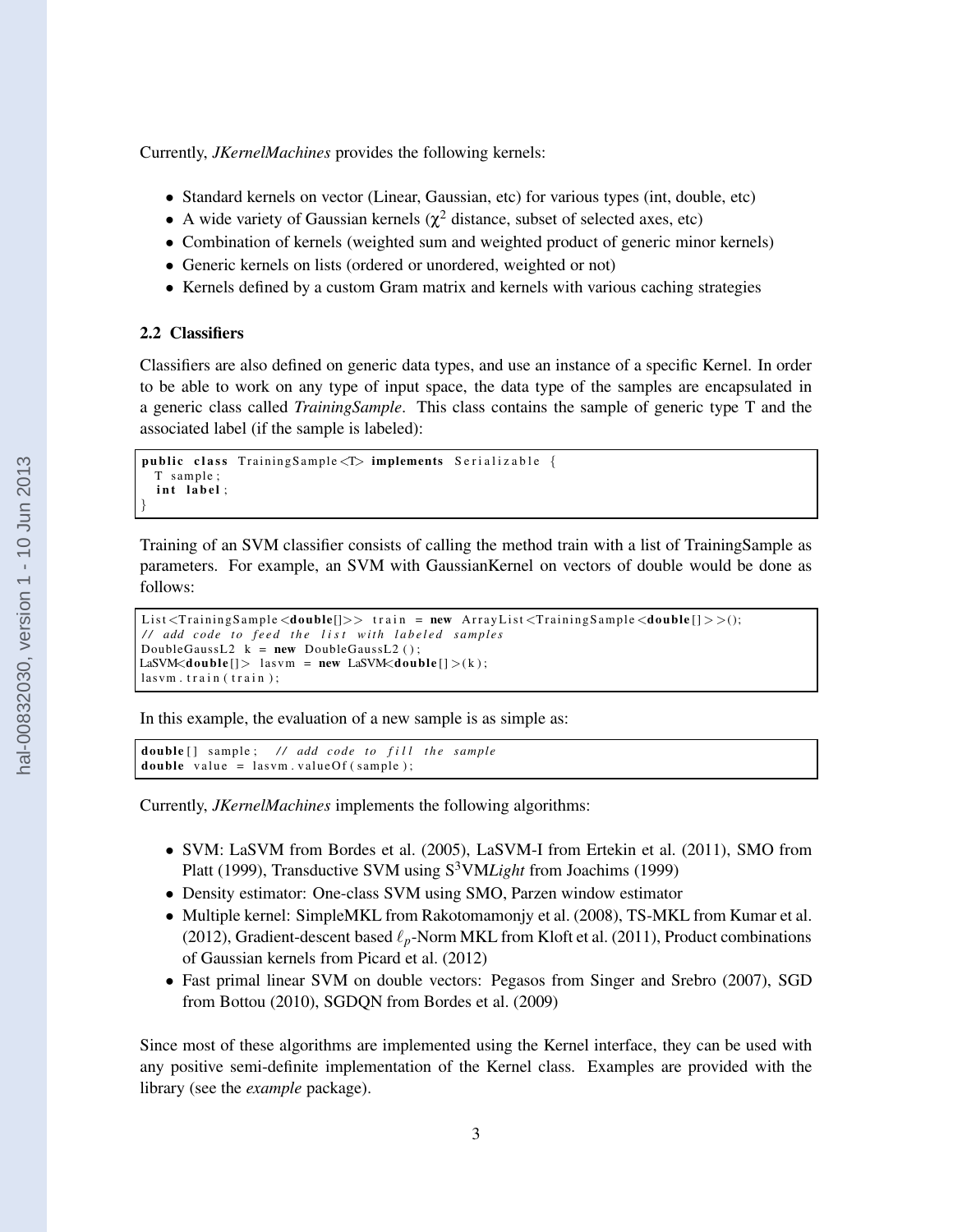Currently, *JKernelMachines* provides the following kernels:

- Standard kernels on vector (Linear, Gaussian, etc) for various types (int, double, etc)
- A wide variety of Gaussian kernels ($\chi^2$ distance, subset of selected axes, etc)
- Combination of kernels (weighted sum and weighted product of generic minor kernels)
- Generic kernels on lists (ordered or unordered, weighted or not)
- Kernels defined by a custom Gram matrix and kernels with various caching strategies

### 2.2 Classifiers

Classifiers are also defined on generic data types, and use an instance of a specific Kernel. In order to be able to work on any type of input space, the data type of the samples are encapsulated in a generic class called *TrainingSample*. This class contains the sample of generic type T and the associated label (if the sample is labeled):

```
public class TrainingSample<T> implements Serializable {
  T sample;
  int label;
}
```

Training of an SVM classifier consists of calling the method train with a list of TrainingSample as parameters. For example, an SVM with GaussianKernel on vectors of double would be done as follows:

```
List<TrainingSample<double[]>> train = new ArrayList<TrainingSample<double[]>>();
// add code to feed the list with labeled samples
DoubleGaussL2 k = new DoubleGaussL2();
LaSVM<double[]> lasvm = new LaSVM<double[]>(k);
lasvm.train(train);
```

In this example, the evaluation of a new sample is as simple as:

```
double[] sample;  // add code to fill the sample
double value = lasvm.valueOf(sample);
```

Currently, *JKernelMachines* implements the following algorithms:

- SVM: LaSVM from Bordes et al. (2005), LaSVM-I from Ertekin et al. (2011), SMO from Platt (1999), Transductive SVM using $S^3$VM*Light* from Joachims (1999)
- Density estimator: One-class SVM using SMO, Parzen window estimator
- Multiple kernel: SimpleMKL from Rakotomamonjy et al. (2008), TS-MKL from Kumar et al. (2012), Gradient-descent based $\ell_p$-Norm MKL from Kloft et al. (2011), Product combinations of Gaussian kernels from Picard et al. (2012)
- Fast primal linear SVM on double vectors: Pegasos from Singer and Srebro (2007), SGD from Bottou (2010), SGDQN from Bordes et al. (2009)

Since most of these algorithms are implemented using the Kernel interface, they can be used with any positive semi-definite implementation of the Kernel class. Examples are provided with the library (see the *example* package).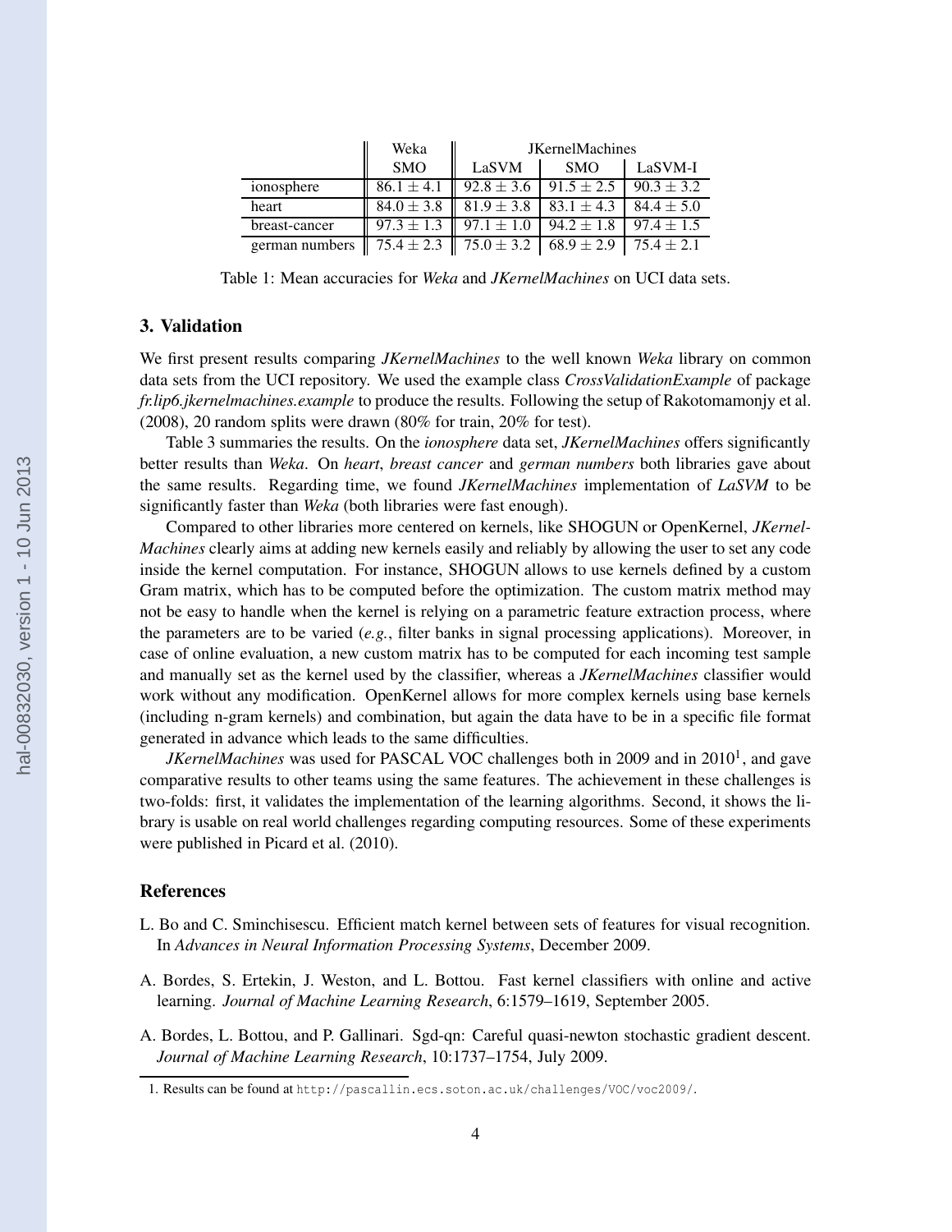| | Weka | JKernelMachines | | |
|---|---|---|---|---|
| | SMO | LaSVM | SMO | LaSVM-I |
| ionosphere | $86.1 \pm 4.1$ | $92.8 \pm 3.6$ | $91.5 \pm 2.5$ | $90.3 \pm 3.2$ |
| heart | $84.0 \pm 3.8$ | $81.9 \pm 3.8$ | $83.1 \pm 4.3$ | $84.4 \pm 5.0$ |
| breast-cancer | $97.3 \pm 1.3$ | $97.1 \pm 1.0$ | $94.2 \pm 1.8$ | $97.4 \pm 1.5$ |
| german numbers | $75.4 \pm 2.3$ | $75.0 \pm 3.2$ | $68.9 \pm 2.9$ | $75.4 \pm 2.1$ |

Table 1: Mean accuracies for *Weka* and *JKernelMachines* on UCI data sets.

## 3. Validation

We first present results comparing *JKernelMachines* to the well known *Weka* library on common data sets from the UCI repository. We used the example class *CrossValidationExample* of package *fr.lip6.jkernelmachines.example* to produce the results. Following the setup of Rakotomamonjy et al. (2008), 20 random splits were drawn (80% for train, 20% for test).

Table 3 summaries the results. On the *ionosphere* data set, *JKernelMachines* offers significantly better results than *Weka*. On *heart*, *breast cancer* and *german numbers* both libraries gave about the same results. Regarding time, we found *JKernelMachines* implementation of *LaSVM* to be significantly faster than *Weka* (both libraries were fast enough).

Compared to other libraries more centered on kernels, like SHOGUN or OpenKernel, *JKernelMachines* clearly aims at adding new kernels easily and reliably by allowing the user to set any code inside the kernel computation. For instance, SHOGUN allows to use kernels defined by a custom Gram matrix, which has to be computed before the optimization. The custom matrix method may not be easy to handle when the kernel is relying on a parametric feature extraction process, where the parameters are to be varied (*e.g.*, filter banks in signal processing applications). Moreover, in case of online evaluation, a new custom matrix has to be computed for each incoming test sample and manually set as the kernel used by the classifier, whereas a *JKernelMachines* classifier would work without any modification. OpenKernel allows for more complex kernels using base kernels (including n-gram kernels) and combination, but again the data have to be in a specific file format generated in advance which leads to the same difficulties.

*JKernelMachines* was used for PASCAL VOC challenges both in 2009 and in 2010[1], and gave comparative results to other teams using the same features. The achievement in these challenges is two-folds: first, it validates the implementation of the learning algorithms. Second, it shows the library is usable on real world challenges regarding computing resources. Some of these experiments were published in Picard et al. (2010).

### References

L. Bo and C. Sminchisescu. Efficient match kernel between sets of features for visual recognition. In *Advances in Neural Information Processing Systems*, December 2009.

A. Bordes, S. Ertekin, J. Weston, and L. Bottou. Fast kernel classifiers with online and active learning. *Journal of Machine Learning Research*, 6:1579–1619, September 2005.

A. Bordes, L. Bottou, and P. Gallinari. Sgd-qn: Careful quasi-newton stochastic gradient descent. *Journal of Machine Learning Research*, 10:1737–1754, July 2009.

1. Results can be found at http://pascallin.ecs.soton.ac.uk/challenges/VOC/voc2009/.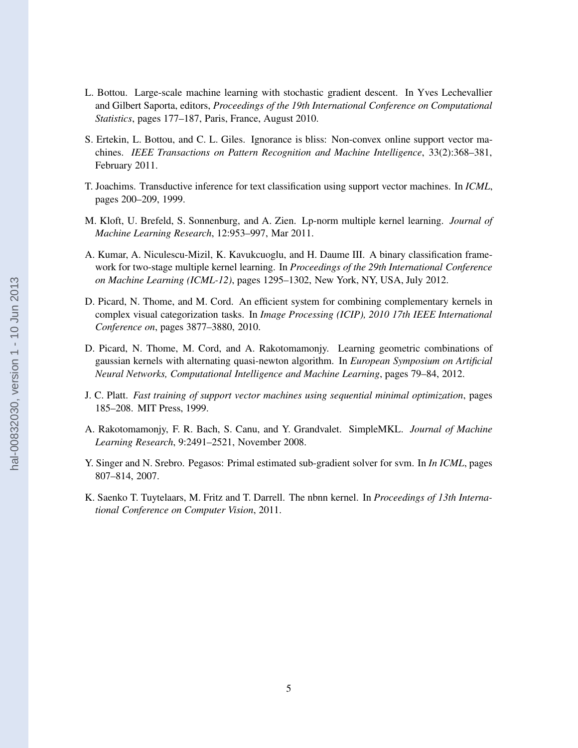L. Bottou. Large-scale machine learning with stochastic gradient descent. In Yves Lechevallier and Gilbert Saporta, editors, *Proceedings of the 19th International Conference on Computational Statistics*, pages 177–187, Paris, France, August 2010.

S. Ertekin, L. Bottou, and C. L. Giles. Ignorance is bliss: Non-convex online support vector machines. *IEEE Transactions on Pattern Recognition and Machine Intelligence*, 33(2):368–381, February 2011.

T. Joachims. Transductive inference for text classification using support vector machines. In *ICML*, pages 200–209, 1999.

M. Kloft, U. Brefeld, S. Sonnenburg, and A. Zien. Lp-norm multiple kernel learning. *Journal of Machine Learning Research*, 12:953–997, Mar 2011.

A. Kumar, A. Niculescu-Mizil, K. Kavukcuoglu, and H. Daume III. A binary classification framework for two-stage multiple kernel learning. In *Proceedings of the 29th International Conference on Machine Learning (ICML-12)*, pages 1295–1302, New York, NY, USA, July 2012.

D. Picard, N. Thome, and M. Cord. An efficient system for combining complementary kernels in complex visual categorization tasks. In *Image Processing (ICIP), 2010 17th IEEE International Conference on*, pages 3877–3880, 2010.

D. Picard, N. Thome, M. Cord, and A. Rakotomamonjy. Learning geometric combinations of gaussian kernels with alternating quasi-newton algorithm. In *European Symposium on Artificial Neural Networks, Computational Intelligence and Machine Learning*, pages 79–84, 2012.

J. C. Platt. *Fast training of support vector machines using sequential minimal optimization*, pages 185–208. MIT Press, 1999.

A. Rakotomamonjy, F. R. Bach, S. Canu, and Y. Grandvalet. SimpleMKL. *Journal of Machine Learning Research*, 9:2491–2521, November 2008.

Y. Singer and N. Srebro. Pegasos: Primal estimated sub-gradient solver for svm. In *In ICML*, pages 807–814, 2007.

K. Saenko T. Tuytelaars, M. Fritz and T. Darrell. The nbnn kernel. In *Proceedings of 13th International Conference on Computer Vision*, 2011.